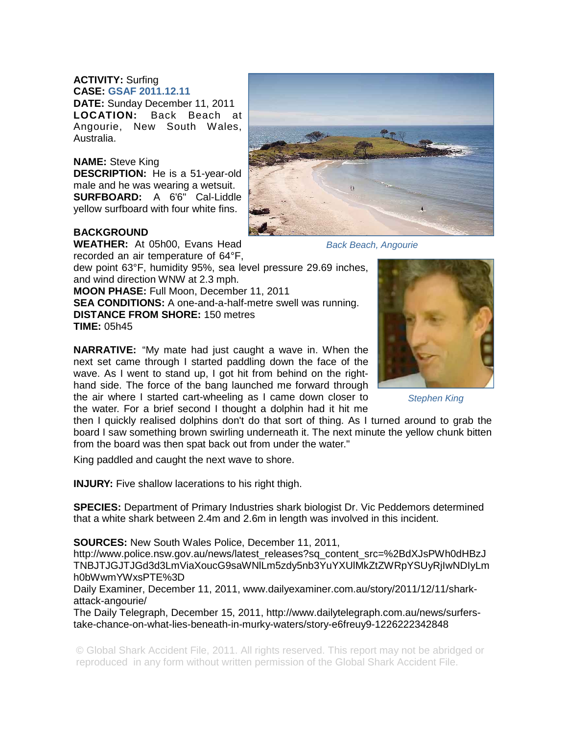**ACTIVITY:** Surfing
**CASE:** GSAF 2011.12.11
**DATE:** Sunday December 11, 2011
**LOCATION:** Back Beach at Angourie, New South Wales, Australia.

**NAME:** Steve King
**DESCRIPTION:** He is a 51-year-old male and he was wearing a wetsuit.
**SURFBOARD:** A 6'6" Cal-Liddle yellow surfboard with four white fins.

Back Beach, Angourie

**BACKGROUND**
**WEATHER:** At 05h00, Evans Head recorded an air temperature of 64°F, dew point 63°F, humidity 95%, sea level pressure 29.69 inches, and wind direction WNW at 2.3 mph.
**MOON PHASE:** Full Moon, December 11, 2011
**SEA CONDITIONS:** A one-and-a-half-metre swell was running.
**DISTANCE FROM SHORE:** 150 metres
**TIME:** 05h45

Stephen King

**NARRATIVE:** "My mate had just caught a wave in. When the next set came through I started paddling down the face of the wave. As I went to stand up, I got hit from behind on the right-hand side. The force of the bang launched me forward through the air where I started cart-wheeling as I came down closer to the water. For a brief second I thought a dolphin had it hit me then I quickly realised dolphins don't do that sort of thing. As I turned around to grab the board I saw something brown swirling underneath it. The next minute the yellow chunk bitten from the board was then spat back out from under the water."

King paddled and caught the next wave to shore.

**INJURY:** Five shallow lacerations to his right thigh.

**SPECIES:** Department of Primary Industries shark biologist Dr. Vic Peddemors determined that a white shark between 2.4m and 2.6m in length was involved in this incident.

**SOURCES:** New South Wales Police, December 11, 2011, http://www.police.nsw.gov.au/news/latest_releases?sq_content_src=%2BdXJsPWh0dHBzJTNBJTJGJTJGd3d3LmViaXoucG9saWNlLm5zdy5nb3YuYXUlMkZtZWRpYSUyRjIwNDIyLmh0bWwmYWxsPTE%3D
Daily Examiner, December 11, 2011, www.dailyexaminer.com.au/story/2011/12/11/shark-attack-angourie/
The Daily Telegraph, December 15, 2011, http://www.dailytelegraph.com.au/news/surfers-take-chance-on-what-lies-beneath-in-murky-waters/story-e6freuy9-1226222342848

© Global Shark Accident File, 2011. All rights reserved. This report may not be abridged or reproduced in any form without written permission of the Global Shark Accident File.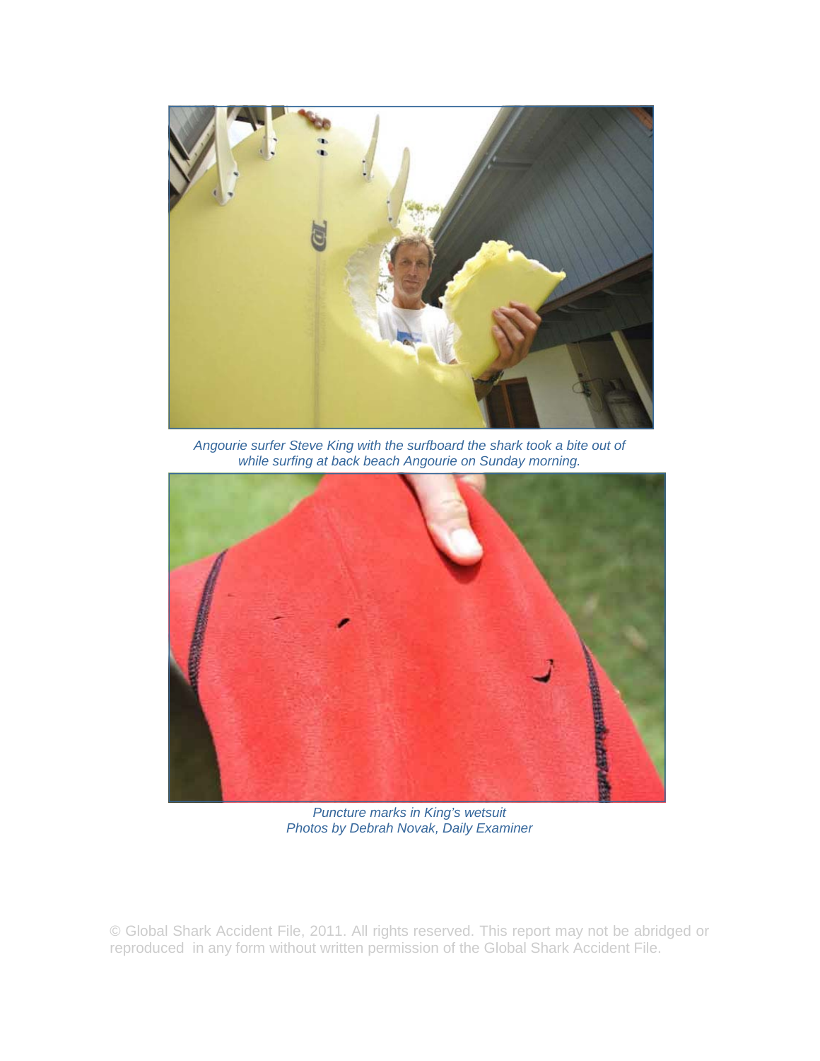*Angourie surfer Steve King with the surfboard the shark took a bite out of while surfing at back beach Angourie on Sunday morning.*

*Puncture marks in King's wetsuit*
*Photos by Debrah Novak, Daily Examiner*

© Global Shark Accident File, 2011. All rights reserved. This report may not be abridged or reproduced in any form without written permission of the Global Shark Accident File.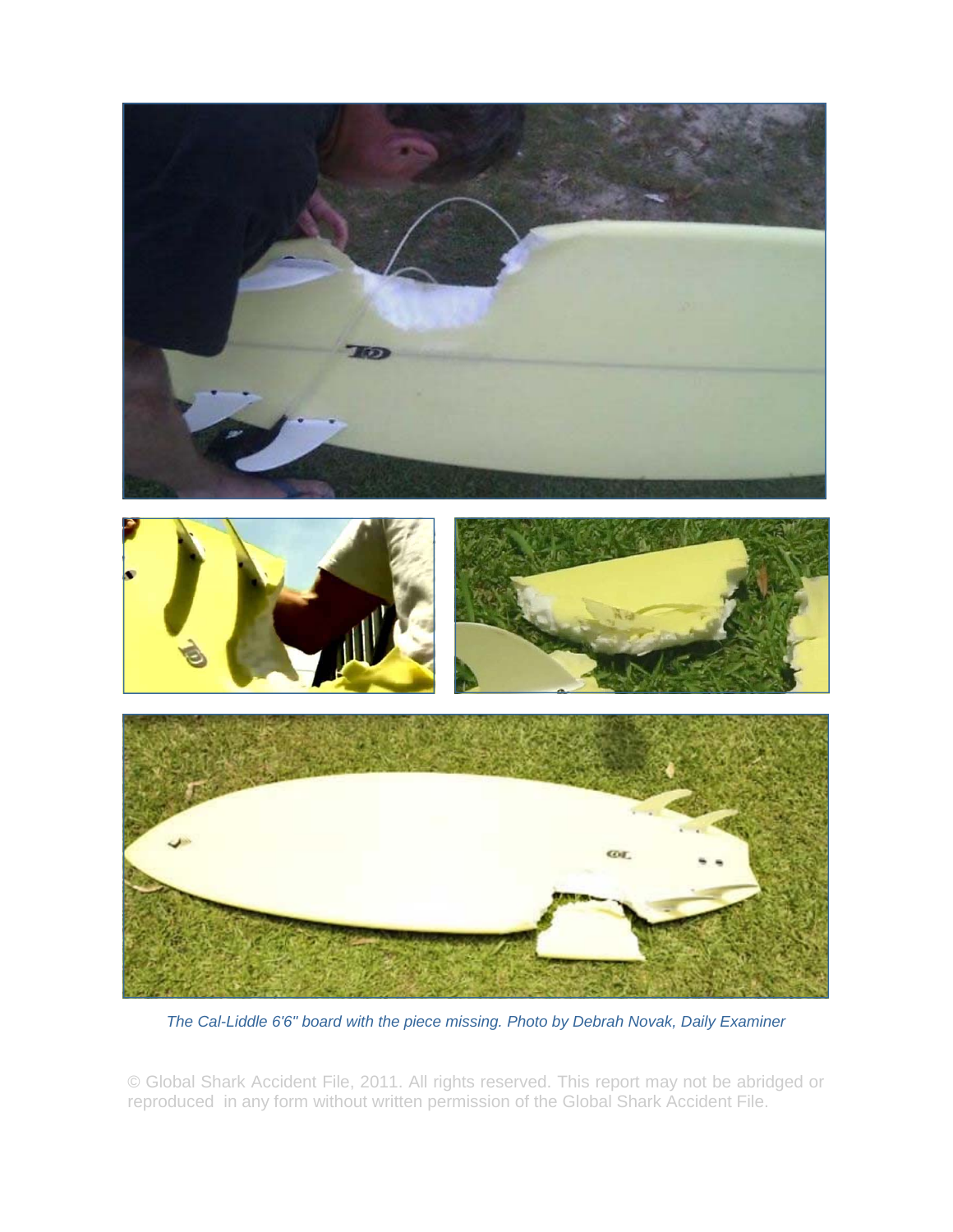*The Cal-Liddle 6'6" board with the piece missing. Photo by Debrah Novak, Daily Examiner*

© Global Shark Accident File, 2011. All rights reserved. This report may not be abridged or reproduced in any form without written permission of the Global Shark Accident File.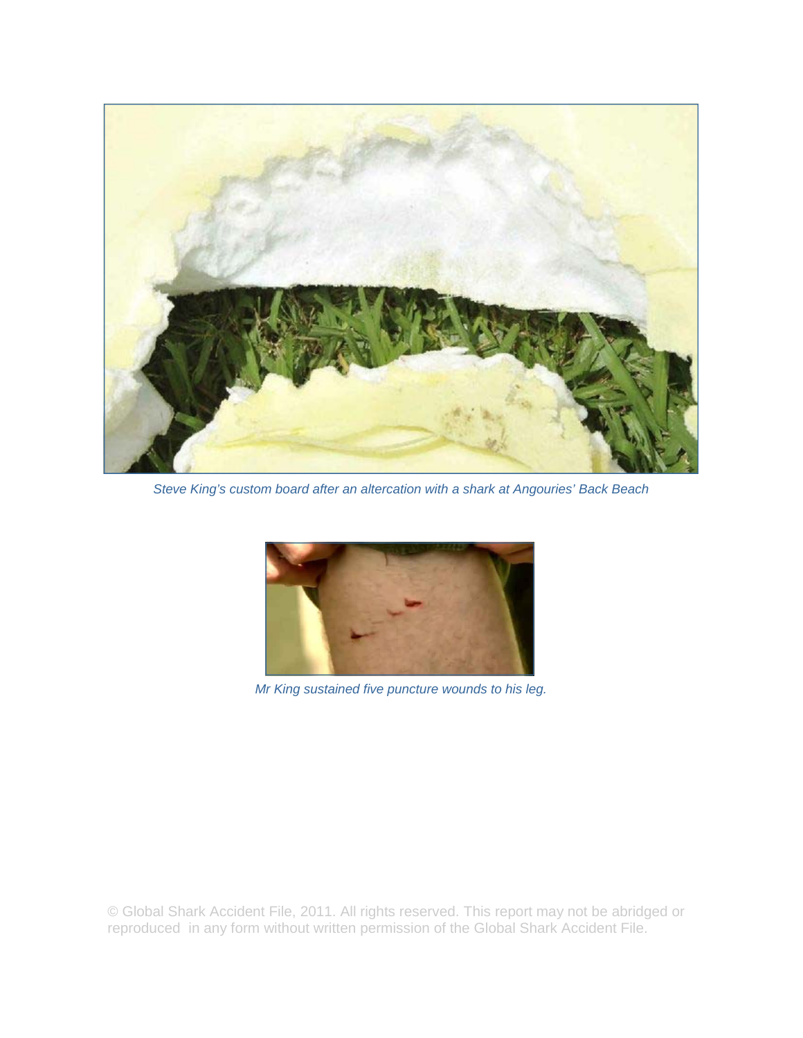*Steve King's custom board after an altercation with a shark at Angouries' Back Beach*

*Mr King sustained five puncture wounds to his leg.*

© Global Shark Accident File, 2011. All rights reserved. This report may not be abridged or reproduced in any form without written permission of the Global Shark Accident File.